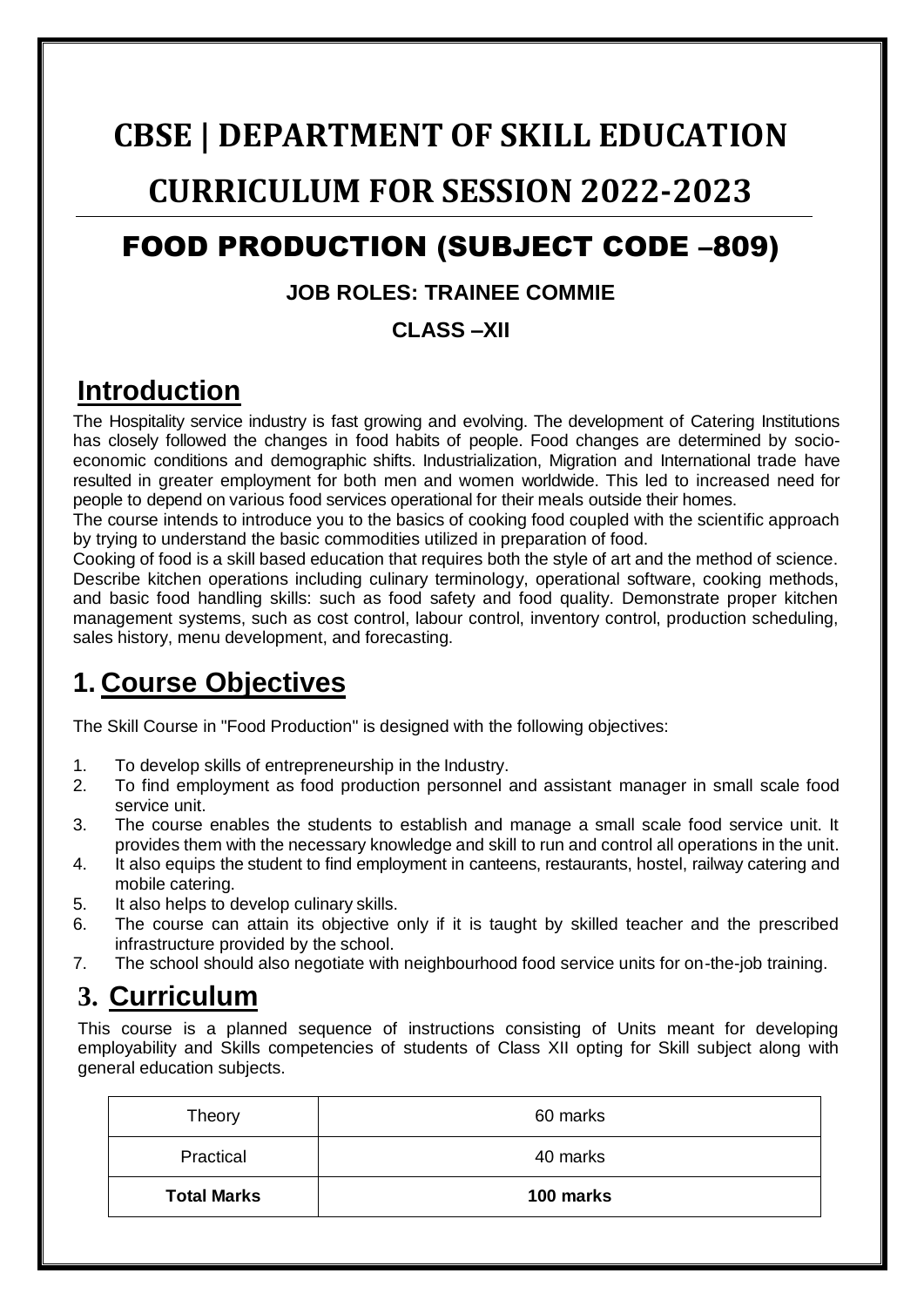# CBSE | DEPARTMENT OF SKILL EDUCATION

# CURRICULUM FOR SESSION 2022-2023

## FOOD PRODUCTION (SUBJECT CODE –809)

**JOB ROLES: TRAINEE COMMIE**

**CLASS –XII**

## Introduction

The Hospitality service industry is fast growing and evolving. The development of Catering Institutions has closely followed the changes in food habits of people. Food changes are determined by socio-economic conditions and demographic shifts. Industrialization, Migration and International trade have resulted in greater employment for both men and women worldwide. This led to increased need for people to depend on various food services operational for their meals outside their homes.

The course intends to introduce you to the basics of cooking food coupled with the scientific approach by trying to understand the basic commodities utilized in preparation of food.

Cooking of food is a skill based education that requires both the style of art and the method of science. Describe kitchen operations including culinary terminology, operational software, cooking methods, and basic food handling skills: such as food safety and food quality. Demonstrate proper kitchen management systems, such as cost control, labour control, inventory control, production scheduling, sales history, menu development, and forecasting.

## 1. Course Objectives

The Skill Course in "Food Production" is designed with the following objectives:

1. To develop skills of entrepreneurship in the Industry.
2. To find employment as food production personnel and assistant manager in small scale food service unit.
3. The course enables the students to establish and manage a small scale food service unit. It provides them with the necessary knowledge and skill to run and control all operations in the unit.
4. It also equips the student to find employment in canteens, restaurants, hostel, railway catering and mobile catering.
5. It also helps to develop culinary skills.
6. The course can attain its objective only if it is taught by skilled teacher and the prescribed infrastructure provided by the school.
7. The school should also negotiate with neighbourhood food service units for on-the-job training.

## 3. Curriculum

This course is a planned sequence of instructions consisting of Units meant for developing employability and Skills competencies of students of Class XII opting for Skill subject along with general education subjects.

| Theory | 60 marks |
|---|---|
| Practical | 40 marks |
| **Total Marks** | **100 marks** |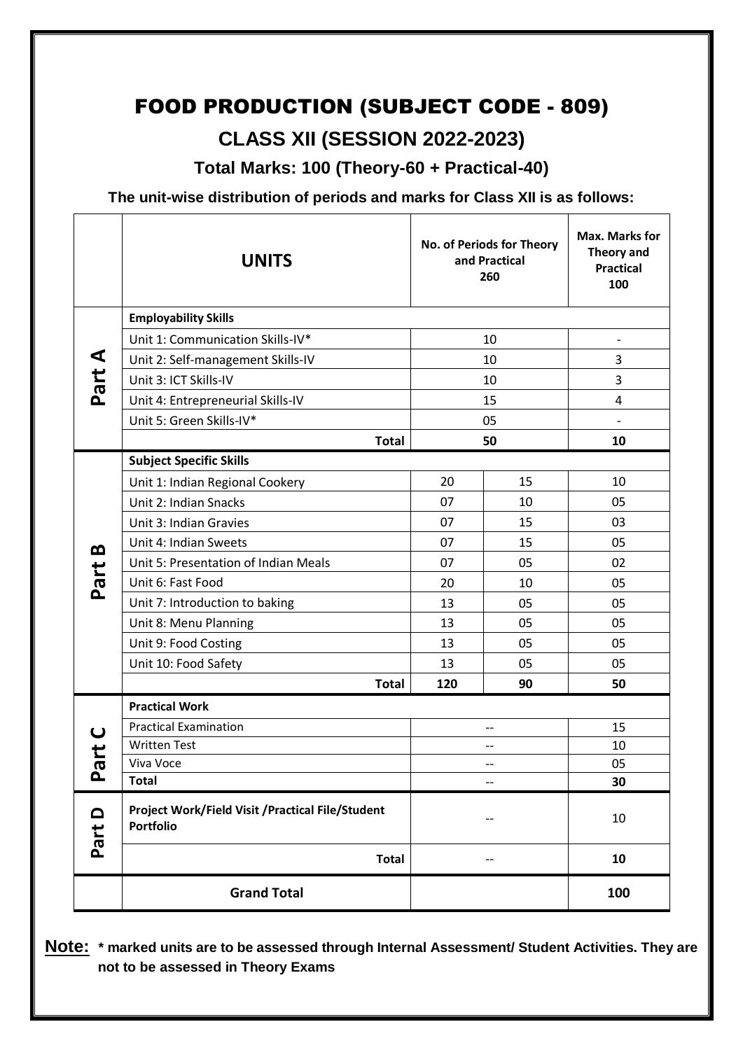# FOOD PRODUCTION (SUBJECT CODE - 809)

## CLASS XII (SESSION 2022-2023)

### Total Marks: 100 (Theory-60 + Practical-40)

**The unit-wise distribution of periods and marks for Class XII is as follows:**

| | **UNITS** | **No. of Periods for Theory and Practical 260** | | **Max. Marks for Theory and Practical 100** |
|---|---|---|---|---|
| **Part A** | **Employability Skills** | | | |
| | Unit 1: Communication Skills-IV* | 10 | | - |
| | Unit 2: Self-management Skills-IV | 10 | | 3 |
| | Unit 3: ICT Skills-IV | 10 | | 3 |
| | Unit 4: Entrepreneurial Skills-IV | 15 | | 4 |
| | Unit 5: Green Skills-IV* | 05 | | - |
| | **Total** | **50** | | **10** |
| **Part B** | **Subject Specific Skills** | | | |
| | Unit 1: Indian Regional Cookery | 20 | 15 | 10 |
| | Unit 2: Indian Snacks | 07 | 10 | 05 |
| | Unit 3: Indian Gravies | 07 | 15 | 03 |
| | Unit 4: Indian Sweets | 07 | 15 | 05 |
| | Unit 5: Presentation of Indian Meals | 07 | 05 | 02 |
| | Unit 6: Fast Food | 20 | 10 | 05 |
| | Unit 7: Introduction to baking | 13 | 05 | 05 |
| | Unit 8: Menu Planning | 13 | 05 | 05 |
| | Unit 9: Food Costing | 13 | 05 | 05 |
| | Unit 10: Food Safety | 13 | 05 | 05 |
| | **Total** | **120** | **90** | **50** |
| **Part C** | **Practical Work** | | | |
| | Practical Examination | -- | | 15 |
| | Written Test | -- | | 10 |
| | Viva Voce | -- | | 05 |
| | **Total** | -- | | **30** |
| **Part D** | **Project Work/Field Visit /Practical File/Student Portfolio** | -- | | 10 |
| | **Total** | -- | | **10** |
| | **Grand Total** | | | **100** |

**Note:** **\* marked units are to be assessed through Internal Assessment/ Student Activities. They are not to be assessed in Theory Exams**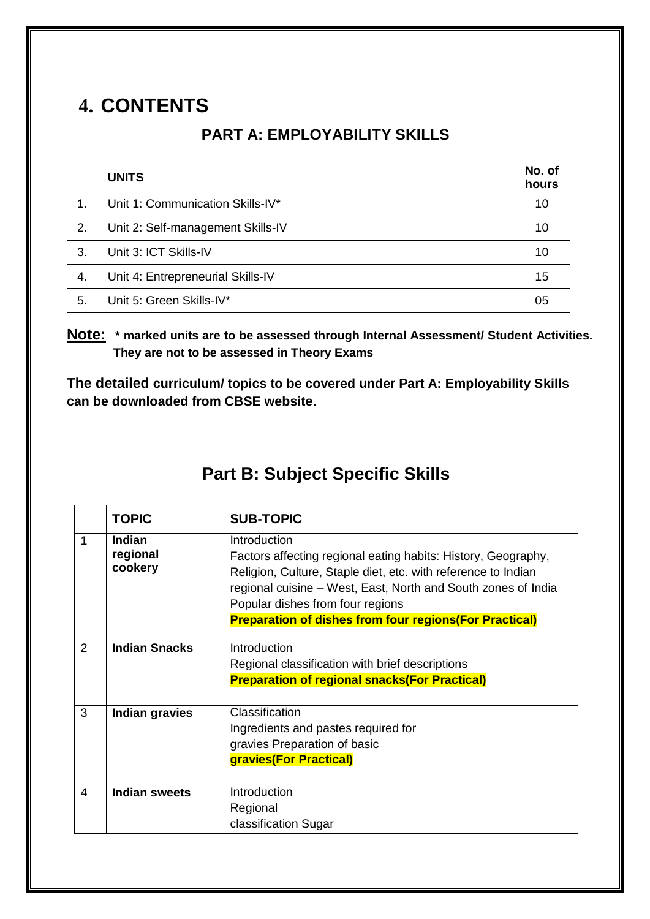# 4. CONTENTS

## PART A: EMPLOYABILITY SKILLS

| | UNITS | No. of hours |
|---|---|---|
| 1. | Unit 1: Communication Skills-IV* | 10 |
| 2. | Unit 2: Self-management Skills-IV | 10 |
| 3. | Unit 3: ICT Skills-IV | 10 |
| 4. | Unit 4: Entrepreneurial Skills-IV | 15 |
| 5. | Unit 5: Green Skills-IV* | 05 |

**Note: * marked units are to be assessed through Internal Assessment/ Student Activities. They are not to be assessed in Theory Exams**

**The detailed curriculum/ topics to be covered under Part A: Employability Skills can be downloaded from CBSE website**.

## Part B: Subject Specific Skills

| | TOPIC | SUB-TOPIC |
|---|---|---|
| 1 | **Indian regional cookery** | Introduction<br>Factors affecting regional eating habits: History, Geography, Religion, Culture, Staple diet, etc. with reference to Indian regional cuisine – West, East, North and South zones of India<br>Popular dishes from four regions<br>**Preparation of dishes from four regions(For Practical)** |
| 2 | **Indian Snacks** | Introduction<br>Regional classification with brief descriptions<br>**Preparation of regional snacks(For Practical)** |
| 3 | **Indian gravies** | Classification<br>Ingredients and pastes required for<br>gravies Preparation of basic<br>**gravies(For Practical)** |
| 4 | **Indian sweets** | Introduction<br>Regional<br>classification Sugar |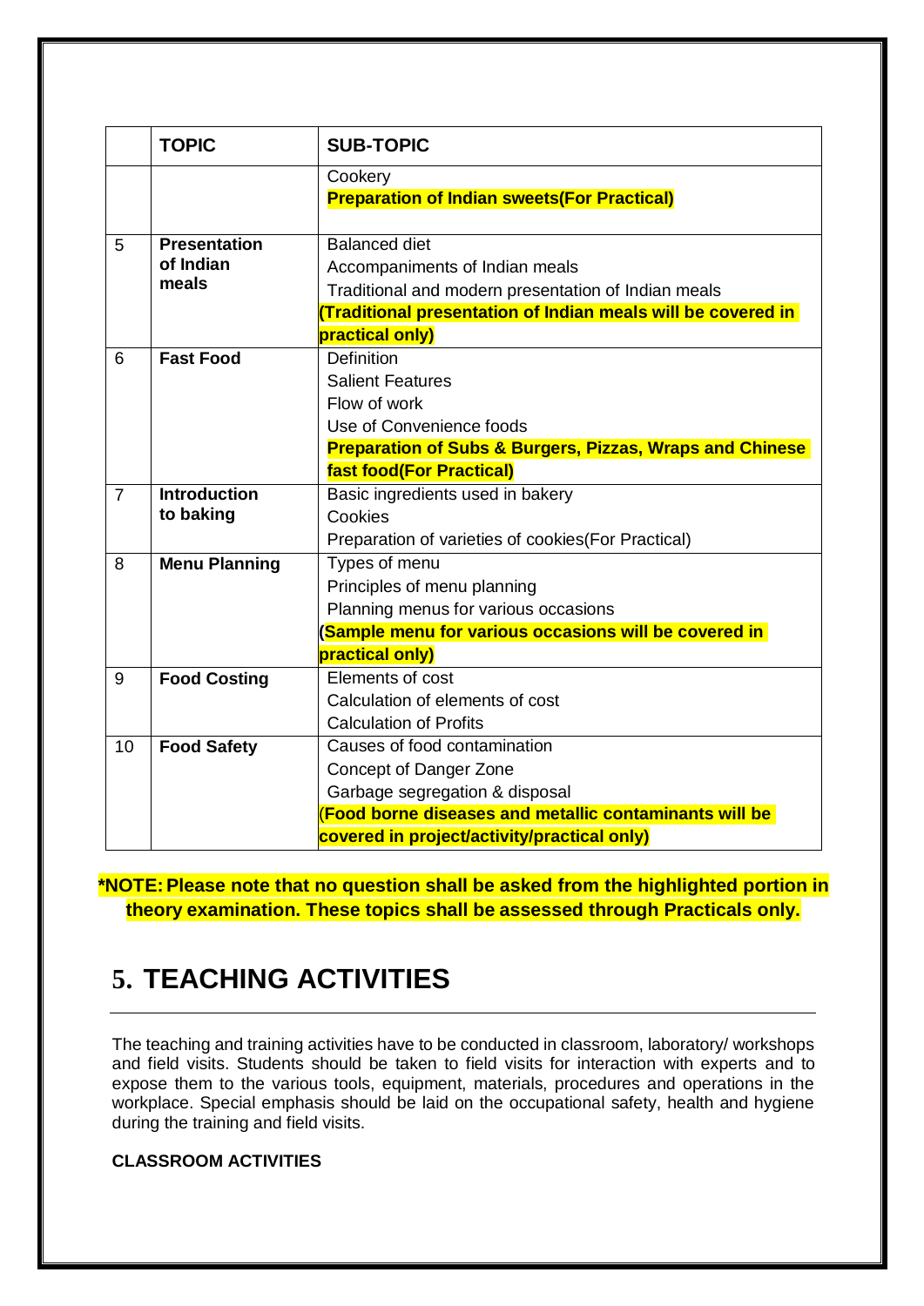| | TOPIC | SUB-TOPIC |
|---|---|---|
| | | Cookery<br>**Preparation of Indian sweets(For Practical)** |
| 5 | **Presentation of Indian meals** | Balanced diet<br>Accompaniments of Indian meals<br>Traditional and modern presentation of Indian meals<br>**(Traditional presentation of Indian meals will be covered in practical only)** |
| 6 | **Fast Food** | Definition<br>Salient Features<br>Flow of work<br>Use of Convenience foods<br>**Preparation of Subs & Burgers, Pizzas, Wraps and Chinese fast food(For Practical)** |
| 7 | **Introduction to baking** | Basic ingredients used in bakery<br>Cookies<br>Preparation of varieties of cookies(For Practical) |
| 8 | **Menu Planning** | Types of menu<br>Principles of menu planning<br>Planning menus for various occasions<br>**(Sample menu for various occasions will be covered in practical only)** |
| 9 | **Food Costing** | Elements of cost<br>Calculation of elements of cost<br>Calculation of Profits |
| 10 | **Food Safety** | Causes of food contamination<br>Concept of Danger Zone<br>Garbage segregation & disposal<br>**(Food borne diseases and metallic contaminants will be covered in project/activity/practical only)** |

**\*NOTE: Please note that no question shall be asked from the highlighted portion in theory examination. These topics shall be assessed through Practicals only.**

# 5. TEACHING ACTIVITIES

The teaching and training activities have to be conducted in classroom, laboratory/ workshops and field visits. Students should be taken to field visits for interaction with experts and to expose them to the various tools, equipment, materials, procedures and operations in the workplace. Special emphasis should be laid on the occupational safety, health and hygiene during the training and field visits.

**CLASSROOM ACTIVITIES**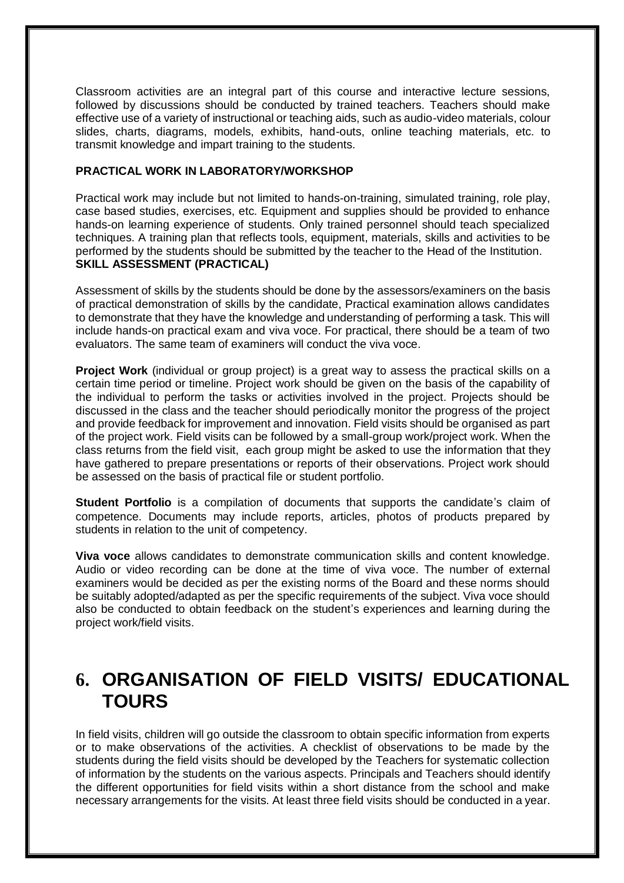Classroom activities are an integral part of this course and interactive lecture sessions, followed by discussions should be conducted by trained teachers. Teachers should make effective use of a variety of instructional or teaching aids, such as audio-video materials, colour slides, charts, diagrams, models, exhibits, hand-outs, online teaching materials, etc. to transmit knowledge and impart training to the students.

**PRACTICAL WORK IN LABORATORY/WORKSHOP**

Practical work may include but not limited to hands-on-training, simulated training, role play, case based studies, exercises, etc. Equipment and supplies should be provided to enhance hands-on learning experience of students. Only trained personnel should teach specialized techniques. A training plan that reflects tools, equipment, materials, skills and activities to be performed by the students should be submitted by the teacher to the Head of the Institution.

**SKILL ASSESSMENT (PRACTICAL)**

Assessment of skills by the students should be done by the assessors/examiners on the basis of practical demonstration of skills by the candidate, Practical examination allows candidates to demonstrate that they have the knowledge and understanding of performing a task. This will include hands-on practical exam and viva voce. For practical, there should be a team of two evaluators. The same team of examiners will conduct the viva voce.

**Project Work** (individual or group project) is a great way to assess the practical skills on a certain time period or timeline. Project work should be given on the basis of the capability of the individual to perform the tasks or activities involved in the project. Projects should be discussed in the class and the teacher should periodically monitor the progress of the project and provide feedback for improvement and innovation. Field visits should be organised as part of the project work. Field visits can be followed by a small-group work/project work. When the class returns from the field visit, each group might be asked to use the information that they have gathered to prepare presentations or reports of their observations. Project work should be assessed on the basis of practical file or student portfolio.

**Student Portfolio** is a compilation of documents that supports the candidate's claim of competence. Documents may include reports, articles, photos of products prepared by students in relation to the unit of competency.

**Viva voce** allows candidates to demonstrate communication skills and content knowledge. Audio or video recording can be done at the time of viva voce. The number of external examiners would be decided as per the existing norms of the Board and these norms should be suitably adopted/adapted as per the specific requirements of the subject. Viva voce should also be conducted to obtain feedback on the student's experiences and learning during the project work/field visits.

# 6. ORGANISATION OF FIELD VISITS/ EDUCATIONAL TOURS

In field visits, children will go outside the classroom to obtain specific information from experts or to make observations of the activities. A checklist of observations to be made by the students during the field visits should be developed by the Teachers for systematic collection of information by the students on the various aspects. Principals and Teachers should identify the different opportunities for field visits within a short distance from the school and make necessary arrangements for the visits. At least three field visits should be conducted in a year.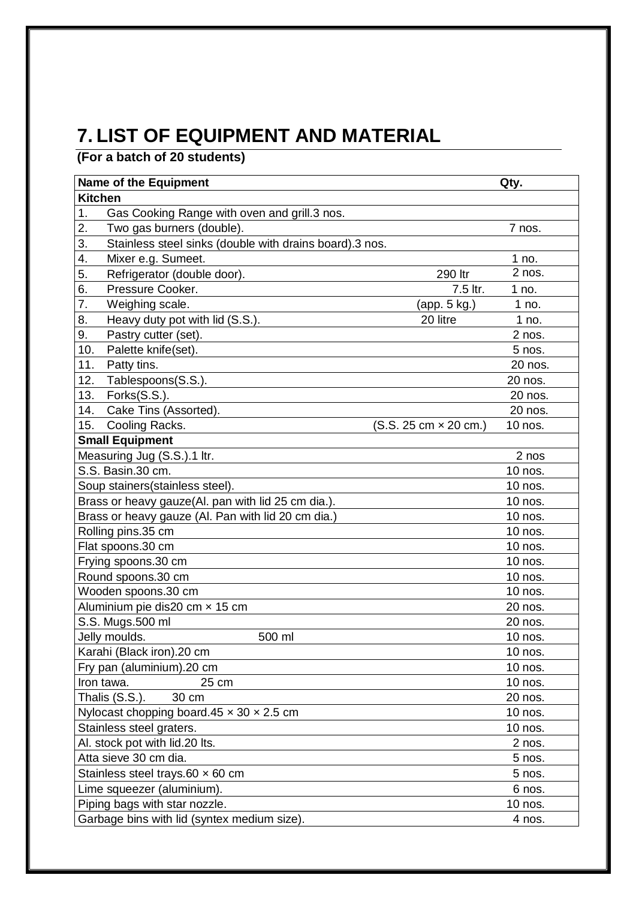# 7. LIST OF EQUIPMENT AND MATERIAL

**(For a batch of 20 students)**

| Name of the Equipment | | Qty. |
|---|---|---|
| **Kitchen** | | |
| 1. Gas Cooking Range with oven and grill.3 nos. | | |
| 2. Two gas burners (double). | | 7 nos. |
| 3. Stainless steel sinks (double with drains board).3 nos. | | |
| 4. Mixer e.g. Sumeet. | | 1 no. |
| 5. Refrigerator (double door). | 290 ltr | 2 nos. |
| 6. Pressure Cooker. | 7.5 ltr. | 1 no. |
| 7. Weighing scale. | (app. 5 kg.) | 1 no. |
| 8. Heavy duty pot with lid (S.S.). | 20 litre | 1 no. |
| 9. Pastry cutter (set). | | 2 nos. |
| 10. Palette knife(set). | | 5 nos. |
| 11. Patty tins. | | 20 nos. |
| 12. Tablespoons(S.S.). | | 20 nos. |
| 13. Forks(S.S.). | | 20 nos. |
| 14. Cake Tins (Assorted). | | 20 nos. |
| 15. Cooling Racks. | (S.S. 25 cm × 20 cm.) | 10 nos. |
| **Small Equipment** | | |
| Measuring Jug (S.S.).1 ltr. | | 2 nos |
| S.S. Basin.30 cm. | | 10 nos. |
| Soup stainers(stainless steel). | | 10 nos. |
| Brass or heavy gauze(Al. pan with lid 25 cm dia.). | | 10 nos. |
| Brass or heavy gauze (Al. Pan with lid 20 cm dia.) | | 10 nos. |
| Rolling pins.35 cm | | 10 nos. |
| Flat spoons.30 cm | | 10 nos. |
| Frying spoons.30 cm | | 10 nos. |
| Round spoons.30 cm | | 10 nos. |
| Wooden spoons.30 cm | | 10 nos. |
| Aluminium pie dis20 cm × 15 cm | | 20 nos. |
| S.S. Mugs.500 ml | | 20 nos. |
| Jelly moulds. 500 ml | | 10 nos. |
| Karahi (Black iron).20 cm | | 10 nos. |
| Fry pan (aluminium).20 cm | | 10 nos. |
| Iron tawa. 25 cm | | 10 nos. |
| Thalis (S.S.). 30 cm | | 20 nos. |
| Nylocast chopping board.45 × 30 × 2.5 cm | | 10 nos. |
| Stainless steel graters. | | 10 nos. |
| Al. stock pot with lid.20 lts. | | 2 nos. |
| Atta sieve 30 cm dia. | | 5 nos. |
| Stainless steel trays.60 × 60 cm | | 5 nos. |
| Lime squeezer (aluminium). | | 6 nos. |
| Piping bags with star nozzle. | | 10 nos. |
| Garbage bins with lid (syntex medium size). | | 4 nos. |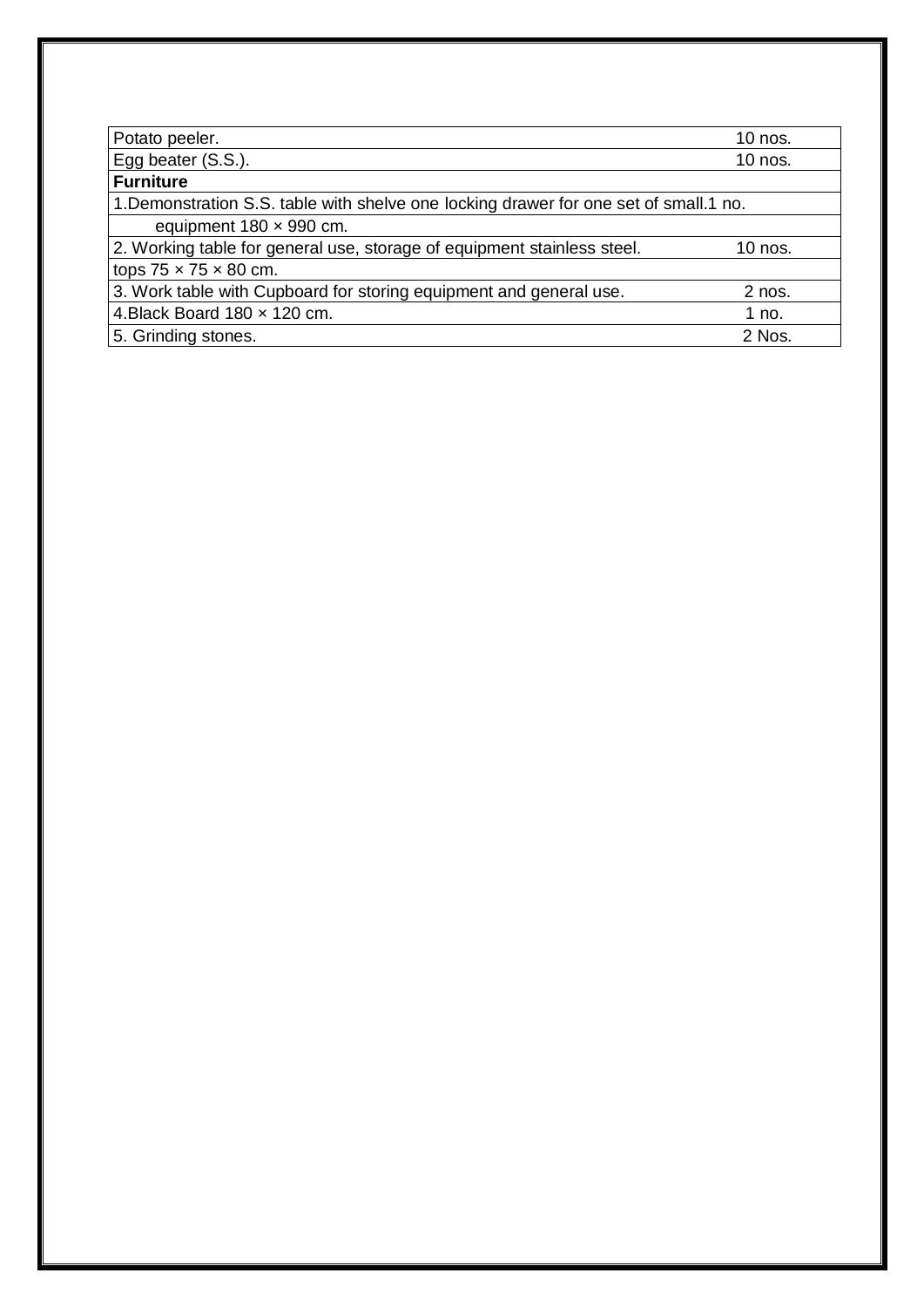| | |
|---|---|
| Potato peeler. | 10 nos. |
| Egg beater (S.S.). | 10 nos. |
| **Furniture** | |
| 1.Demonstration S.S. table with shelve one locking drawer for one set of small.1 no. | |
| equipment 180 × 990 cm. | |
| 2. Working table for general use, storage of equipment stainless steel. | 10 nos. |
| tops 75 × 75 × 80 cm. | |
| 3. Work table with Cupboard for storing equipment and general use. | 2 nos. |
| 4.Black Board 180 × 120 cm. | 1 no. |
| 5. Grinding stones. | 2 Nos. |